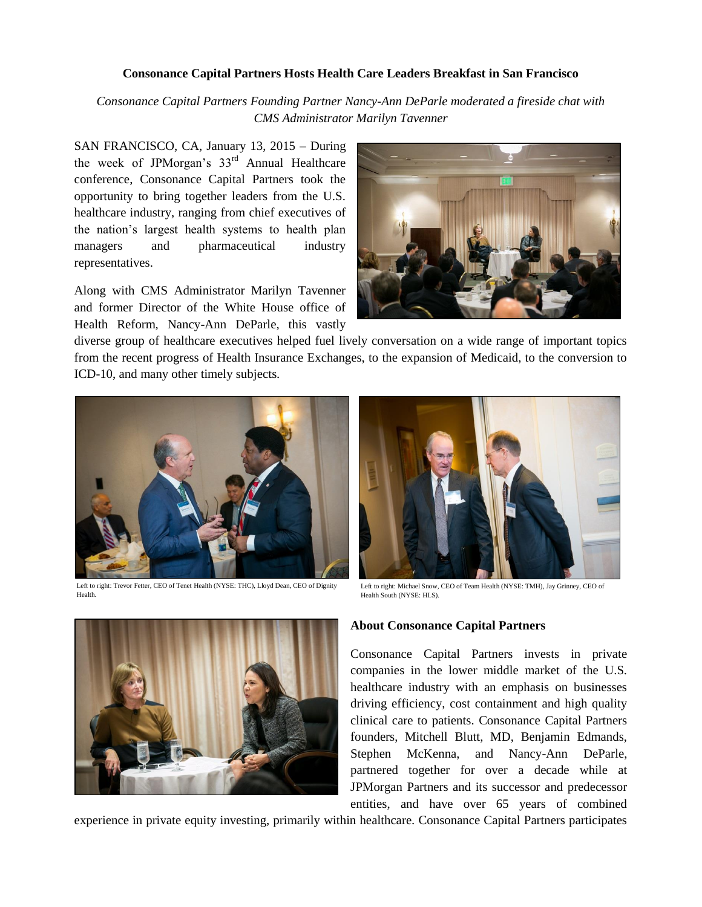**Consonance Capital Partners Hosts Health Care Leaders Breakfast in San Francisco**

*Consonance Capital Partners Founding Partner Nancy-Ann DeParle moderated a fireside chat with CMS Administrator Marilyn Tavenner*

SAN FRANCISCO, CA, January 13, 2015 – During the week of JPMorgan's 33rd Annual Healthcare conference, Consonance Capital Partners took the opportunity to bring together leaders from the U.S. healthcare industry, ranging from chief executives of the nation's largest health systems to health plan managers and pharmaceutical industry representatives.

Along with CMS Administrator Marilyn Tavenner and former Director of the White House office of Health Reform, Nancy-Ann DeParle, this vastly diverse group of healthcare executives helped fuel lively conversation on a wide range of important topics from the recent progress of Health Insurance Exchanges, to the expansion of Medicaid, to the conversion to ICD-10, and many other timely subjects.

Left to right: Trevor Fetter, CEO of Tenet Health (NYSE: THC), Lloyd Dean, CEO of Dignity Health.

Left to right: Michael Snow, CEO of Team Health (NYSE: TMH), Jay Grinney, CEO of Health South (NYSE: HLS).

**About Consonance Capital Partners**

Consonance Capital Partners invests in private companies in the lower middle market of the U.S. healthcare industry with an emphasis on businesses driving efficiency, cost containment and high quality clinical care to patients. Consonance Capital Partners founders, Mitchell Blutt, MD, Benjamin Edmands, Stephen McKenna, and Nancy-Ann DeParle, partnered together for over a decade while at JPMorgan Partners and its successor and predecessor entities, and have over 65 years of combined experience in private equity investing, primarily within healthcare. Consonance Capital Partners participates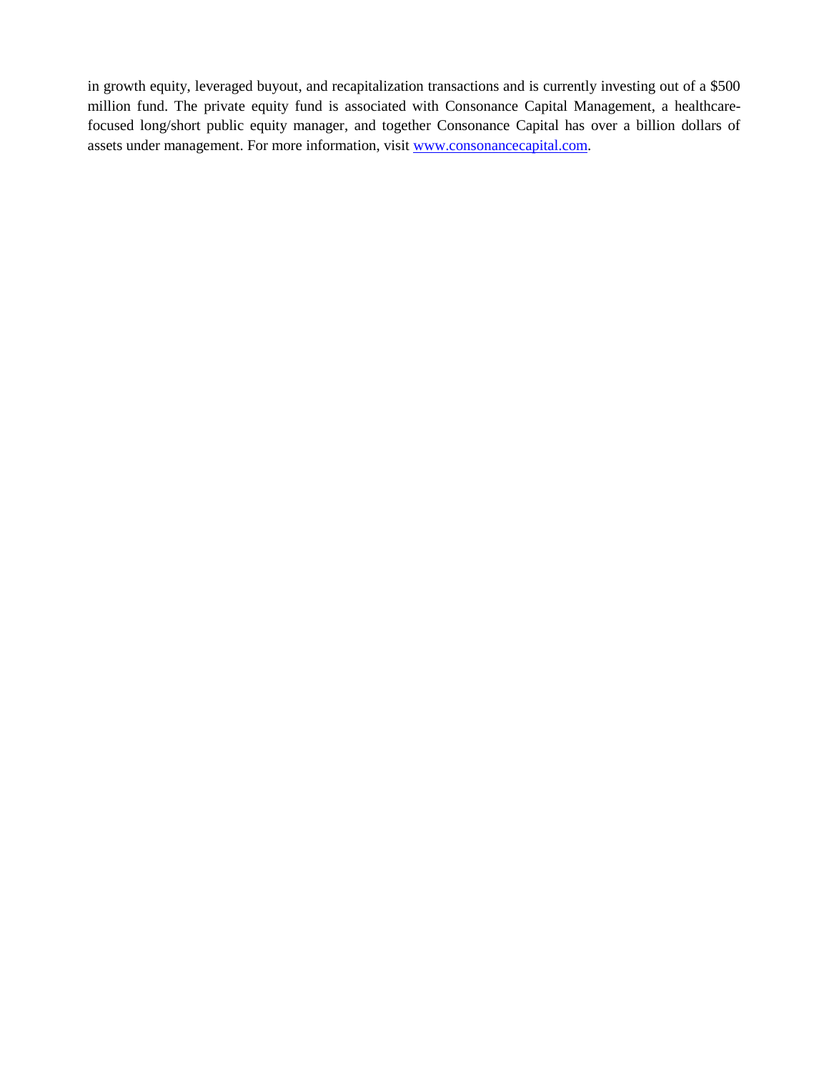in growth equity, leveraged buyout, and recapitalization transactions and is currently investing out of a $500 million fund. The private equity fund is associated with Consonance Capital Management, a healthcare-focused long/short public equity manager, and together Consonance Capital has over a billion dollars of assets under management. For more information, visit [www.consonancecapital.com](http://www.consonancecapital.com).